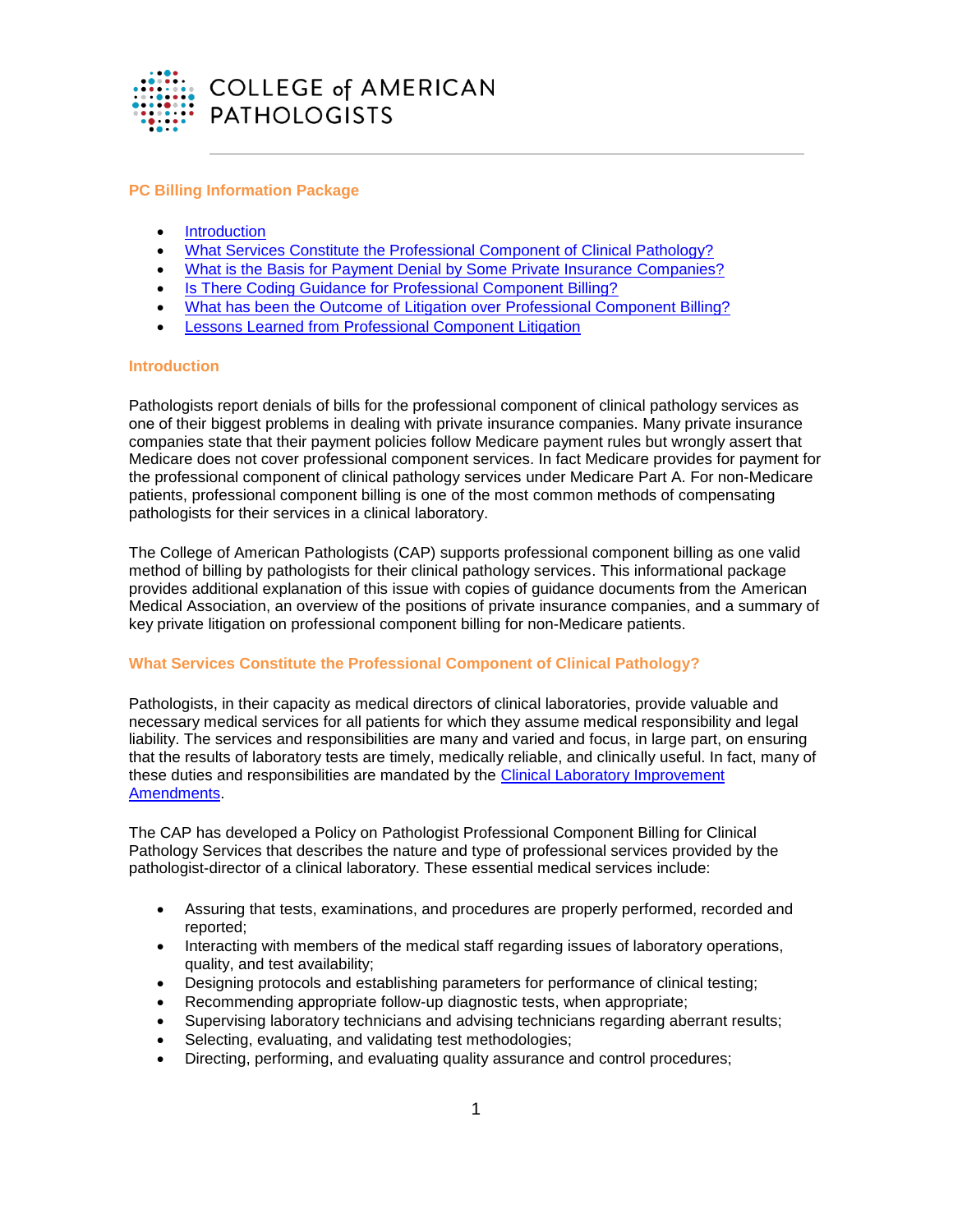COLLEGE of AMERICAN PATHOLOGISTS

## PC Billing Information Package

- Introduction
- What Services Constitute the Professional Component of Clinical Pathology?
- What is the Basis for Payment Denial by Some Private Insurance Companies?
- Is There Coding Guidance for Professional Component Billing?
- What has been the Outcome of Litigation over Professional Component Billing?
- Lessons Learned from Professional Component Litigation

## Introduction

Pathologists report denials of bills for the professional component of clinical pathology services as one of their biggest problems in dealing with private insurance companies. Many private insurance companies state that their payment policies follow Medicare payment rules but wrongly assert that Medicare does not cover professional component services. In fact Medicare provides for payment for the professional component of clinical pathology services under Medicare Part A. For non-Medicare patients, professional component billing is one of the most common methods of compensating pathologists for their services in a clinical laboratory.

The College of American Pathologists (CAP) supports professional component billing as one valid method of billing by pathologists for their clinical pathology services. This informational package provides additional explanation of this issue with copies of guidance documents from the American Medical Association, an overview of the positions of private insurance companies, and a summary of key private litigation on professional component billing for non-Medicare patients.

## What Services Constitute the Professional Component of Clinical Pathology?

Pathologists, in their capacity as medical directors of clinical laboratories, provide valuable and necessary medical services for all patients for which they assume medical responsibility and legal liability. The services and responsibilities are many and varied and focus, in large part, on ensuring that the results of laboratory tests are timely, medically reliable, and clinically useful. In fact, many of these duties and responsibilities are mandated by the Clinical Laboratory Improvement Amendments.

The CAP has developed a Policy on Pathologist Professional Component Billing for Clinical Pathology Services that describes the nature and type of professional services provided by the pathologist-director of a clinical laboratory. These essential medical services include:

- Assuring that tests, examinations, and procedures are properly performed, recorded and reported;
- Interacting with members of the medical staff regarding issues of laboratory operations, quality, and test availability;
- Designing protocols and establishing parameters for performance of clinical testing;
- Recommending appropriate follow-up diagnostic tests, when appropriate;
- Supervising laboratory technicians and advising technicians regarding aberrant results;
- Selecting, evaluating, and validating test methodologies;
- Directing, performing, and evaluating quality assurance and control procedures;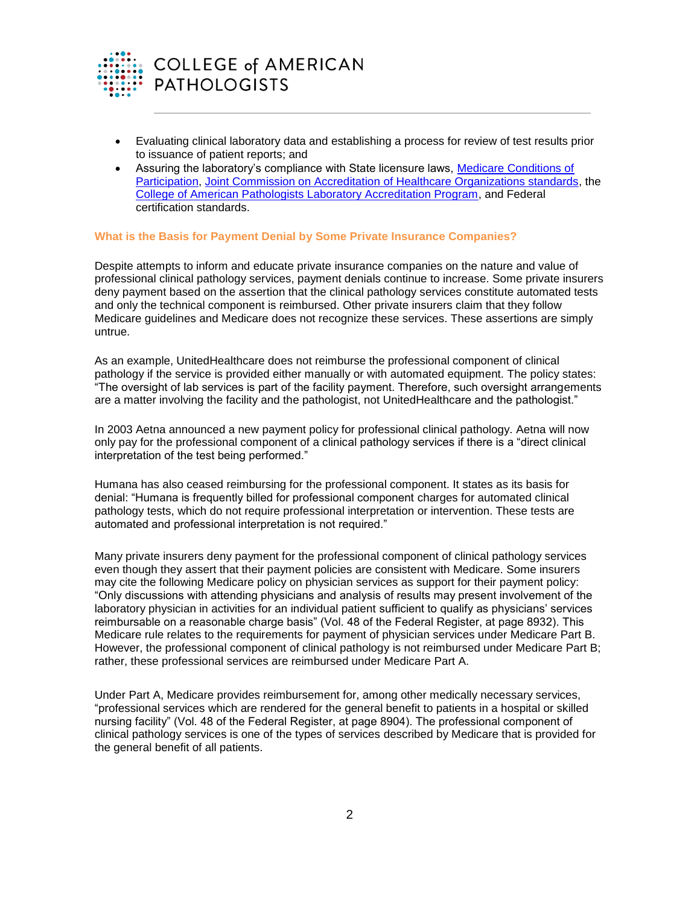- Evaluating clinical laboratory data and establishing a process for review of test results prior to issuance of patient reports; and
- Assuring the laboratory's compliance with State licensure laws, [Medicare Conditions of Participation](), [Joint Commission on Accreditation of Healthcare Organizations standards](), the [College of American Pathologists Laboratory Accreditation Program](), and Federal certification standards.

### What is the Basis for Payment Denial by Some Private Insurance Companies?

Despite attempts to inform and educate private insurance companies on the nature and value of professional clinical pathology services, payment denials continue to increase. Some private insurers deny payment based on the assertion that the clinical pathology services constitute automated tests and only the technical component is reimbursed. Other private insurers claim that they follow Medicare guidelines and Medicare does not recognize these services. These assertions are simply untrue.

As an example, UnitedHealthcare does not reimburse the professional component of clinical pathology if the service is provided either manually or with automated equipment. The policy states: "The oversight of lab services is part of the facility payment. Therefore, such oversight arrangements are a matter involving the facility and the pathologist, not UnitedHealthcare and the pathologist."

In 2003 Aetna announced a new payment policy for professional clinical pathology. Aetna will now only pay for the professional component of a clinical pathology services if there is a "direct clinical interpretation of the test being performed."

Humana has also ceased reimbursing for the professional component. It states as its basis for denial: "Humana is frequently billed for professional component charges for automated clinical pathology tests, which do not require professional interpretation or intervention. These tests are automated and professional interpretation is not required."

Many private insurers deny payment for the professional component of clinical pathology services even though they assert that their payment policies are consistent with Medicare. Some insurers may cite the following Medicare policy on physician services as support for their payment policy: "Only discussions with attending physicians and analysis of results may present involvement of the laboratory physician in activities for an individual patient sufficient to qualify as physicians' services reimbursable on a reasonable charge basis" (Vol. 48 of the Federal Register, at page 8932). This Medicare rule relates to the requirements for payment of physician services under Medicare Part B. However, the professional component of clinical pathology is not reimbursed under Medicare Part B; rather, these professional services are reimbursed under Medicare Part A.

Under Part A, Medicare provides reimbursement for, among other medically necessary services, "professional services which are rendered for the general benefit to patients in a hospital or skilled nursing facility" (Vol. 48 of the Federal Register, at page 8904). The professional component of clinical pathology services is one of the types of services described by Medicare that is provided for the general benefit of all patients.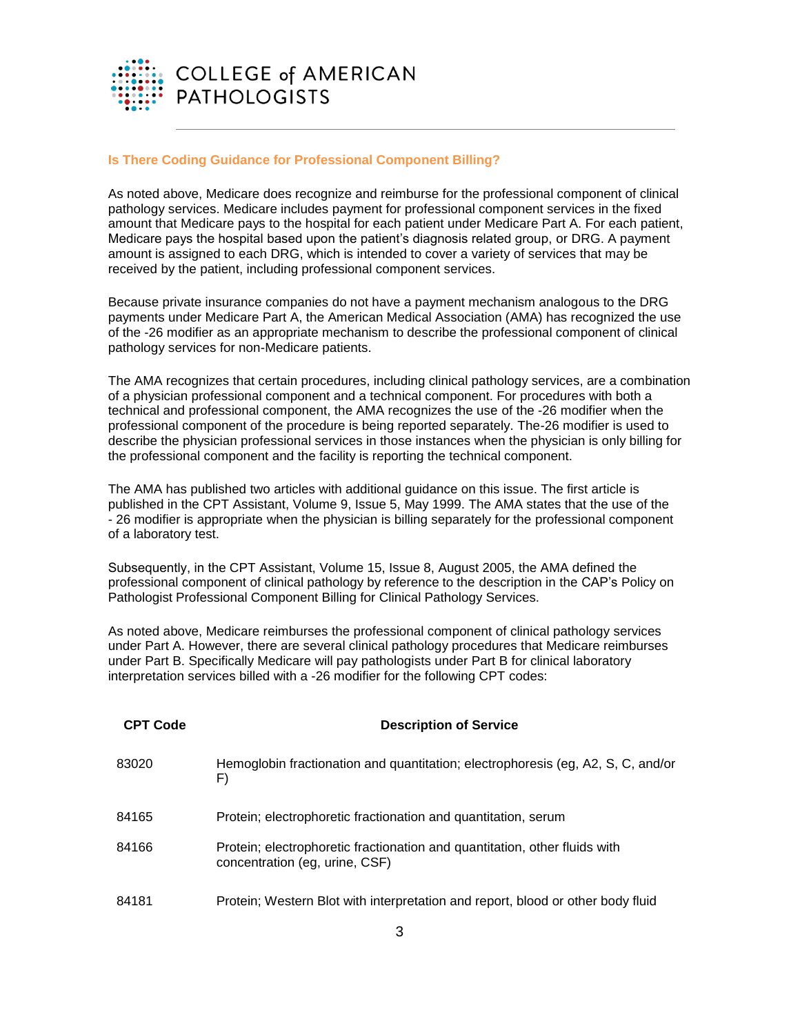## Is There Coding Guidance for Professional Component Billing?

As noted above, Medicare does recognize and reimburse for the professional component of clinical pathology services. Medicare includes payment for professional component services in the fixed amount that Medicare pays to the hospital for each patient under Medicare Part A. For each patient, Medicare pays the hospital based upon the patient's diagnosis related group, or DRG. A payment amount is assigned to each DRG, which is intended to cover a variety of services that may be received by the patient, including professional component services.

Because private insurance companies do not have a payment mechanism analogous to the DRG payments under Medicare Part A, the American Medical Association (AMA) has recognized the use of the -26 modifier as an appropriate mechanism to describe the professional component of clinical pathology services for non-Medicare patients.

The AMA recognizes that certain procedures, including clinical pathology services, are a combination of a physician professional component and a technical component. For procedures with both a technical and professional component, the AMA recognizes the use of the -26 modifier when the professional component of the procedure is being reported separately. The-26 modifier is used to describe the physician professional services in those instances when the physician is only billing for the professional component and the facility is reporting the technical component.

The AMA has published two articles with additional guidance on this issue. The first article is published in the CPT Assistant, Volume 9, Issue 5, May 1999. The AMA states that the use of the - 26 modifier is appropriate when the physician is billing separately for the professional component of a laboratory test.

Subsequently, in the CPT Assistant, Volume 15, Issue 8, August 2005, the AMA defined the professional component of clinical pathology by reference to the description in the CAP's Policy on Pathologist Professional Component Billing for Clinical Pathology Services.

As noted above, Medicare reimburses the professional component of clinical pathology services under Part A. However, there are several clinical pathology procedures that Medicare reimburses under Part B. Specifically Medicare will pay pathologists under Part B for clinical laboratory interpretation services billed with a -26 modifier for the following CPT codes:

| CPT Code | Description of Service |
| --- | --- |
| 83020 | Hemoglobin fractionation and quantitation; electrophoresis (eg, A2, S, C, and/or F) |
| 84165 | Protein; electrophoretic fractionation and quantitation, serum |
| 84166 | Protein; electrophoretic fractionation and quantitation, other fluids with concentration (eg, urine, CSF) |
| 84181 | Protein; Western Blot with interpretation and report, blood or other body fluid |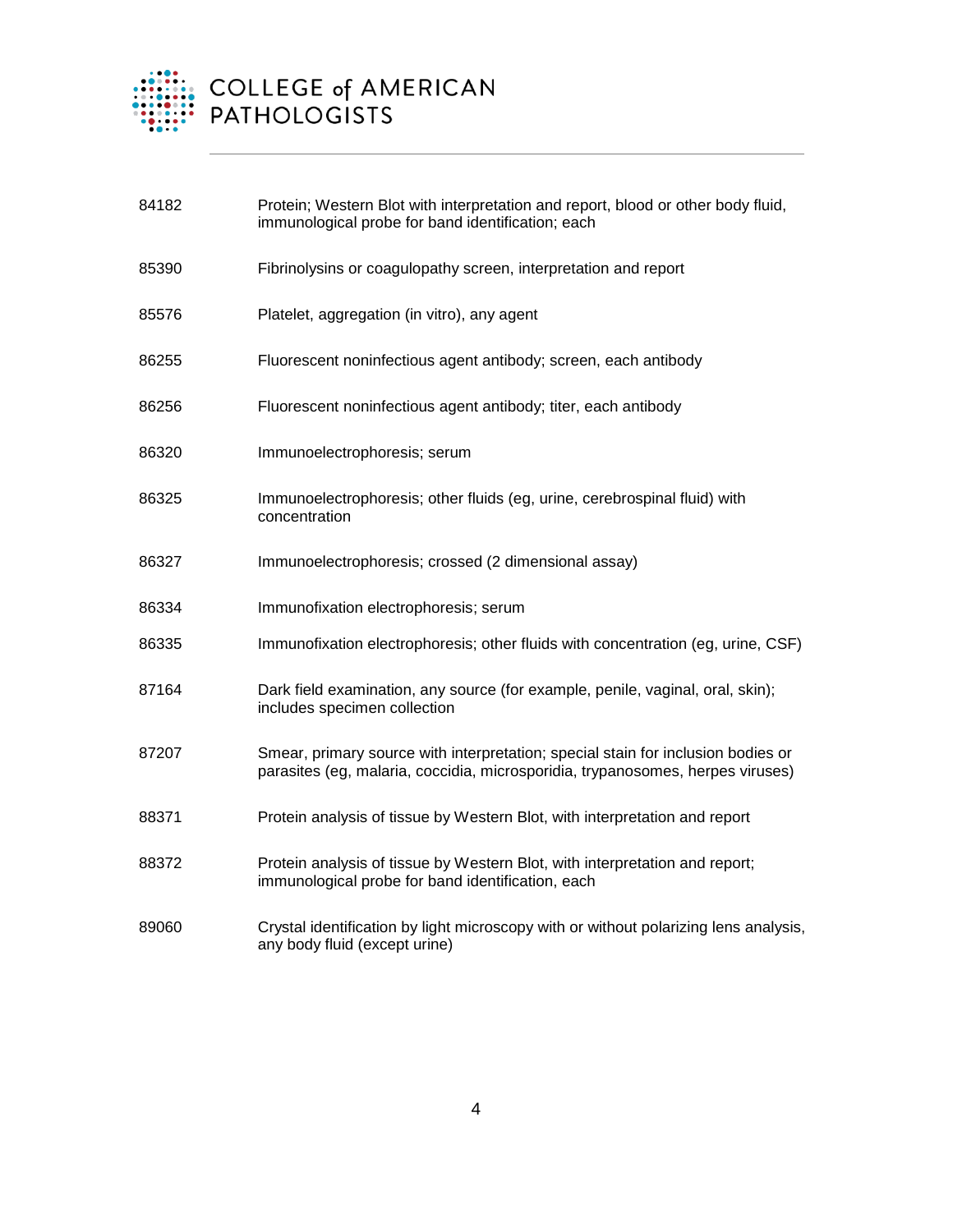| | |
|---|---|
| 84182 | Protein; Western Blot with interpretation and report, blood or other body fluid, immunological probe for band identification; each |
| 85390 | Fibrinolysins or coagulopathy screen, interpretation and report |
| 85576 | Platelet, aggregation (in vitro), any agent |
| 86255 | Fluorescent noninfectious agent antibody; screen, each antibody |
| 86256 | Fluorescent noninfectious agent antibody; titer, each antibody |
| 86320 | Immunoelectrophoresis; serum |
| 86325 | Immunoelectrophoresis; other fluids (eg, urine, cerebrospinal fluid) with concentration |
| 86327 | Immunoelectrophoresis; crossed (2 dimensional assay) |
| 86334 | Immunofixation electrophoresis; serum |
| 86335 | Immunofixation electrophoresis; other fluids with concentration (eg, urine, CSF) |
| 87164 | Dark field examination, any source (for example, penile, vaginal, oral, skin); includes specimen collection |
| 87207 | Smear, primary source with interpretation; special stain for inclusion bodies or parasites (eg, malaria, coccidia, microsporidia, trypanosomes, herpes viruses) |
| 88371 | Protein analysis of tissue by Western Blot, with interpretation and report |
| 88372 | Protein analysis of tissue by Western Blot, with interpretation and report; immunological probe for band identification, each |
| 89060 | Crystal identification by light microscopy with or without polarizing lens analysis, any body fluid (except urine) |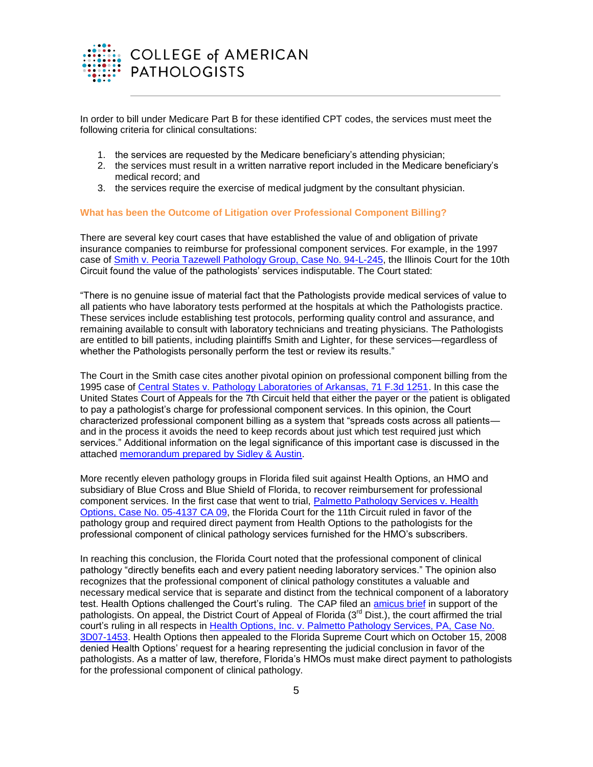In order to bill under Medicare Part B for these identified CPT codes, the services must meet the following criteria for clinical consultations:

1. the services are requested by the Medicare beneficiary's attending physician;
2. the services must result in a written narrative report included in the Medicare beneficiary's medical record; and
3. the services require the exercise of medical judgment by the consultant physician.

### What has been the Outcome of Litigation over Professional Component Billing?

There are several key court cases that have established the value of and obligation of private insurance companies to reimburse for professional component services. For example, in the 1997 case of Smith v. Peoria Tazewell Pathology Group, Case No. 94-L-245, the Illinois Court for the 10th Circuit found the value of the pathologists' services indisputable. The Court stated:

"There is no genuine issue of material fact that the Pathologists provide medical services of value to all patients who have laboratory tests performed at the hospitals at which the Pathologists practice. These services include establishing test protocols, performing quality control and assurance, and remaining available to consult with laboratory technicians and treating physicians. The Pathologists are entitled to bill patients, including plaintiffs Smith and Lighter, for these services—regardless of whether the Pathologists personally perform the test or review its results."

The Court in the Smith case cites another pivotal opinion on professional component billing from the 1995 case of Central States v. Pathology Laboratories of Arkansas, 71 F.3d 1251. In this case the United States Court of Appeals for the 7th Circuit held that either the payer or the patient is obligated to pay a pathologist's charge for professional component services. In this opinion, the Court characterized professional component billing as a system that "spreads costs across all patients—and in the process it avoids the need to keep records about just which test required just which services." Additional information on the legal significance of this important case is discussed in the attached memorandum prepared by Sidley & Austin.

More recently eleven pathology groups in Florida filed suit against Health Options, an HMO and subsidiary of Blue Cross and Blue Shield of Florida, to recover reimbursement for professional component services. In the first case that went to trial, Palmetto Pathology Services v. Health Options, Case No. 05-4137 CA 09, the Florida Court for the 11th Circuit ruled in favor of the pathology group and required direct payment from Health Options to the pathologists for the professional component of clinical pathology services furnished for the HMO's subscribers.

In reaching this conclusion, the Florida Court noted that the professional component of clinical pathology "directly benefits each and every patient needing laboratory services." The opinion also recognizes that the professional component of clinical pathology constitutes a valuable and necessary medical service that is separate and distinct from the technical component of a laboratory test. Health Options challenged the Court's ruling. The CAP filed an amicus brief in support of the pathologists. On appeal, the District Court of Appeal of Florida (3rd Dist.), the court affirmed the trial court's ruling in all respects in Health Options, Inc. v. Palmetto Pathology Services, PA, Case No. 3D07-1453. Health Options then appealed to the Florida Supreme Court which on October 15, 2008 denied Health Options' request for a hearing representing the judicial conclusion in favor of the pathologists. As a matter of law, therefore, Florida's HMOs must make direct payment to pathologists for the professional component of clinical pathology.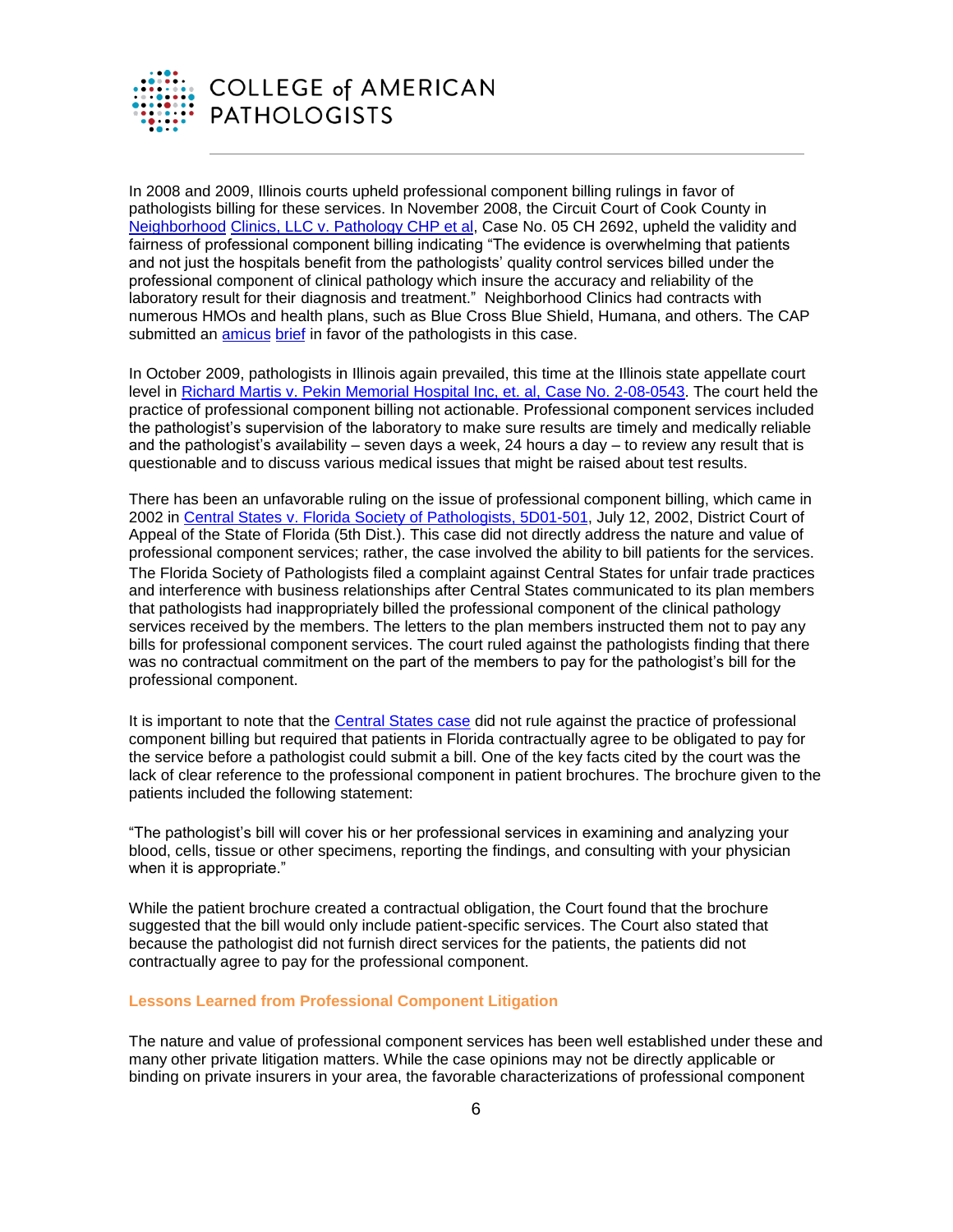In 2008 and 2009, Illinois courts upheld professional component billing rulings in favor of pathologists billing for these services. In November 2008, the Circuit Court of Cook County in Neighborhood Clinics, LLC v. Pathology CHP et al, Case No. 05 CH 2692, upheld the validity and fairness of professional component billing indicating "The evidence is overwhelming that patients and not just the hospitals benefit from the pathologists' quality control services billed under the professional component of clinical pathology which insure the accuracy and reliability of the laboratory result for their diagnosis and treatment." Neighborhood Clinics had contracts with numerous HMOs and health plans, such as Blue Cross Blue Shield, Humana, and others. The CAP submitted an amicus brief in favor of the pathologists in this case.

In October 2009, pathologists in Illinois again prevailed, this time at the Illinois state appellate court level in Richard Martis v. Pekin Memorial Hospital Inc, et. al, Case No. 2-08-0543. The court held the practice of professional component billing not actionable. Professional component services included the pathologist's supervision of the laboratory to make sure results are timely and medically reliable and the pathologist's availability – seven days a week, 24 hours a day – to review any result that is questionable and to discuss various medical issues that might be raised about test results.

There has been an unfavorable ruling on the issue of professional component billing, which came in 2002 in Central States v. Florida Society of Pathologists, 5D01-501, July 12, 2002, District Court of Appeal of the State of Florida (5th Dist.). This case did not directly address the nature and value of professional component services; rather, the case involved the ability to bill patients for the services. The Florida Society of Pathologists filed a complaint against Central States for unfair trade practices and interference with business relationships after Central States communicated to its plan members that pathologists had inappropriately billed the professional component of the clinical pathology services received by the members. The letters to the plan members instructed them not to pay any bills for professional component services. The court ruled against the pathologists finding that there was no contractual commitment on the part of the members to pay for the pathologist's bill for the professional component.

It is important to note that the Central States case did not rule against the practice of professional component billing but required that patients in Florida contractually agree to be obligated to pay for the service before a pathologist could submit a bill. One of the key facts cited by the court was the lack of clear reference to the professional component in patient brochures. The brochure given to the patients included the following statement:

"The pathologist's bill will cover his or her professional services in examining and analyzing your blood, cells, tissue or other specimens, reporting the findings, and consulting with your physician when it is appropriate."

While the patient brochure created a contractual obligation, the Court found that the brochure suggested that the bill would only include patient-specific services. The Court also stated that because the pathologist did not furnish direct services for the patients, the patients did not contractually agree to pay for the professional component.

### Lessons Learned from Professional Component Litigation

The nature and value of professional component services has been well established under these and many other private litigation matters. While the case opinions may not be directly applicable or binding on private insurers in your area, the favorable characterizations of professional component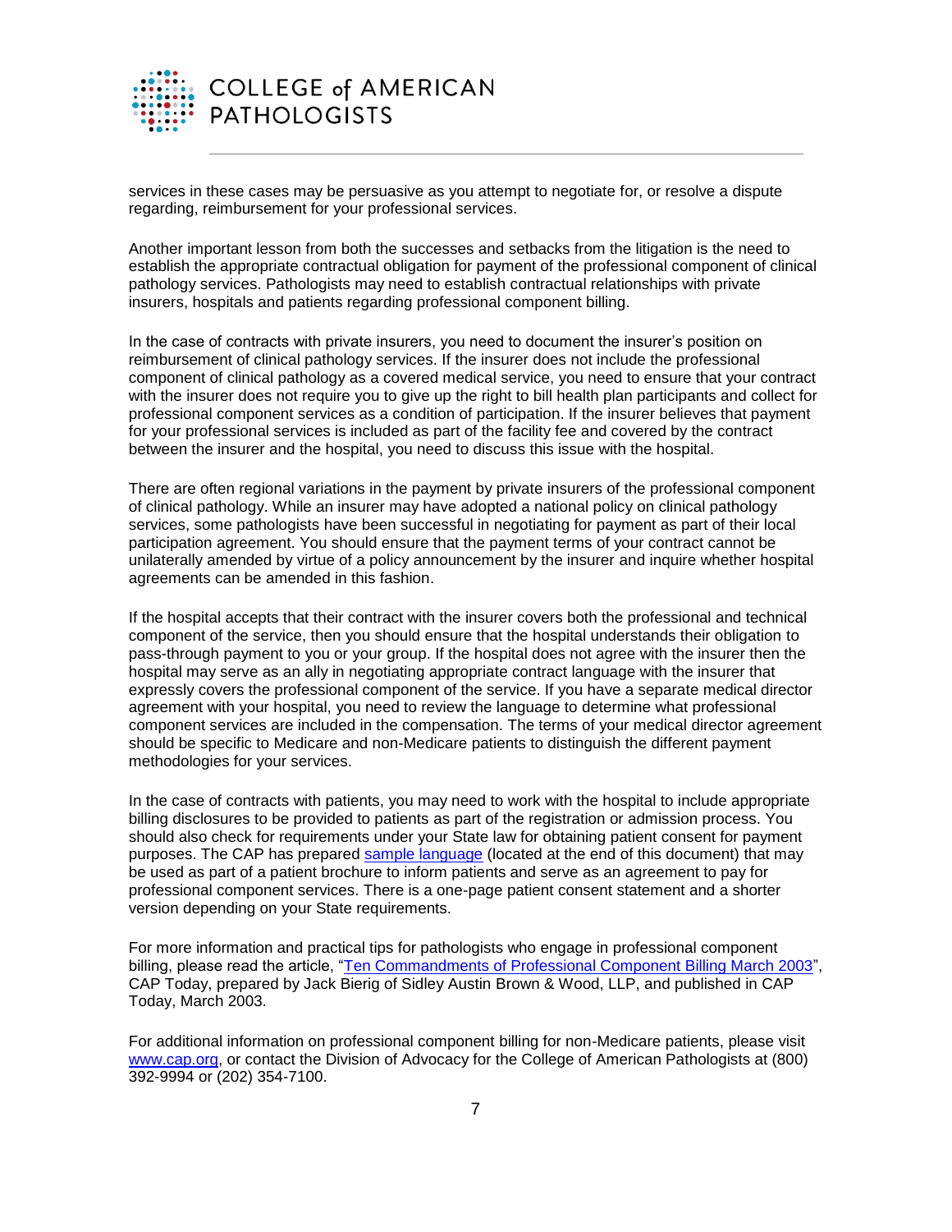services in these cases may be persuasive as you attempt to negotiate for, or resolve a dispute regarding, reimbursement for your professional services.

Another important lesson from both the successes and setbacks from the litigation is the need to establish the appropriate contractual obligation for payment of the professional component of clinical pathology services. Pathologists may need to establish contractual relationships with private insurers, hospitals and patients regarding professional component billing.

In the case of contracts with private insurers, you need to document the insurer's position on reimbursement of clinical pathology services. If the insurer does not include the professional component of clinical pathology as a covered medical service, you need to ensure that your contract with the insurer does not require you to give up the right to bill health plan participants and collect for professional component services as a condition of participation. If the insurer believes that payment for your professional services is included as part of the facility fee and covered by the contract between the insurer and the hospital, you need to discuss this issue with the hospital.

There are often regional variations in the payment by private insurers of the professional component of clinical pathology. While an insurer may have adopted a national policy on clinical pathology services, some pathologists have been successful in negotiating for payment as part of their local participation agreement. You should ensure that the payment terms of your contract cannot be unilaterally amended by virtue of a policy announcement by the insurer and inquire whether hospital agreements can be amended in this fashion.

If the hospital accepts that their contract with the insurer covers both the professional and technical component of the service, then you should ensure that the hospital understands their obligation to pass-through payment to you or your group. If the hospital does not agree with the insurer then the hospital may serve as an ally in negotiating appropriate contract language with the insurer that expressly covers the professional component of the service. If you have a separate medical director agreement with your hospital, you need to review the language to determine what professional component services are included in the compensation. The terms of your medical director agreement should be specific to Medicare and non-Medicare patients to distinguish the different payment methodologies for your services.

In the case of contracts with patients, you may need to work with the hospital to include appropriate billing disclosures to be provided to patients as part of the registration or admission process. You should also check for requirements under your State law for obtaining patient consent for payment purposes. The CAP has prepared sample language (located at the end of this document) that may be used as part of a patient brochure to inform patients and serve as an agreement to pay for professional component services. There is a one-page patient consent statement and a shorter version depending on your State requirements.

For more information and practical tips for pathologists who engage in professional component billing, please read the article, "Ten Commandments of Professional Component Billing March 2003", CAP Today, prepared by Jack Bierig of Sidley Austin Brown & Wood, LLP, and published in CAP Today, March 2003.

For additional information on professional component billing for non-Medicare patients, please visit www.cap.org, or contact the Division of Advocacy for the College of American Pathologists at (800) 392-9994 or (202) 354-7100.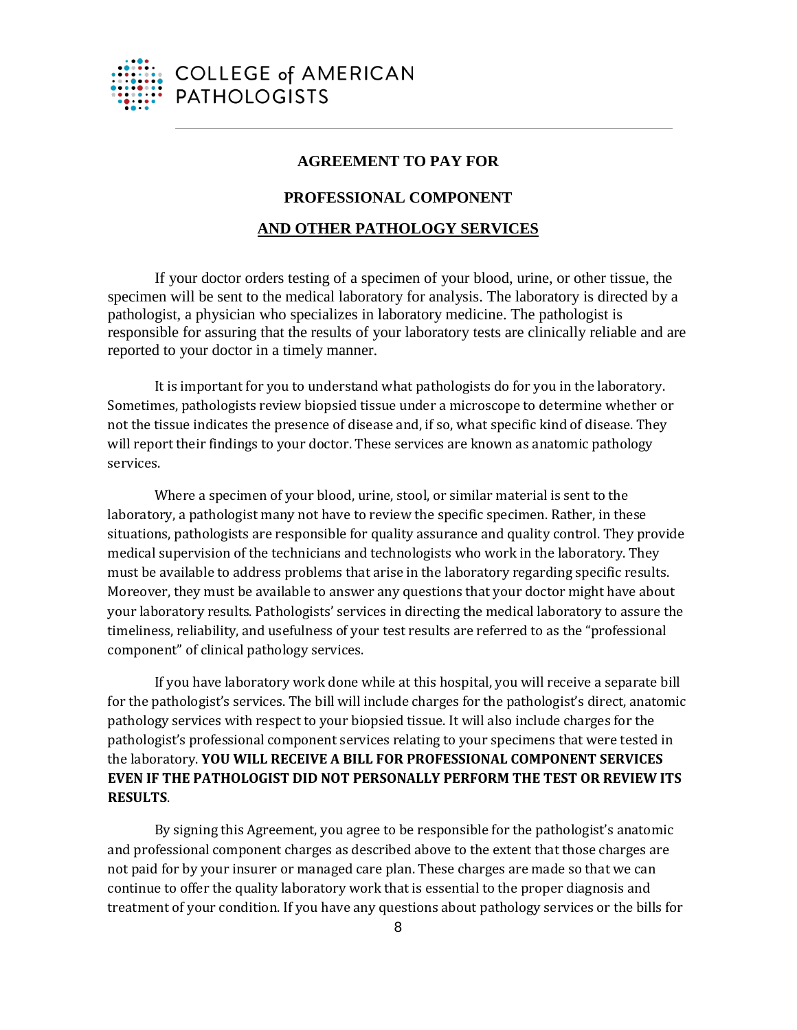**COLLEGE of AMERICAN PATHOLOGISTS**

## AGREEMENT TO PAY FOR

## PROFESSIONAL COMPONENT

## AND OTHER PATHOLOGY SERVICES

If your doctor orders testing of a specimen of your blood, urine, or other tissue, the specimen will be sent to the medical laboratory for analysis. The laboratory is directed by a pathologist, a physician who specializes in laboratory medicine. The pathologist is responsible for assuring that the results of your laboratory tests are clinically reliable and are reported to your doctor in a timely manner.

It is important for you to understand what pathologists do for you in the laboratory. Sometimes, pathologists review biopsied tissue under a microscope to determine whether or not the tissue indicates the presence of disease and, if so, what specific kind of disease. They will report their findings to your doctor. These services are known as anatomic pathology services.

Where a specimen of your blood, urine, stool, or similar material is sent to the laboratory, a pathologist many not have to review the specific specimen. Rather, in these situations, pathologists are responsible for quality assurance and quality control. They provide medical supervision of the technicians and technologists who work in the laboratory. They must be available to address problems that arise in the laboratory regarding specific results. Moreover, they must be available to answer any questions that your doctor might have about your laboratory results. Pathologists' services in directing the medical laboratory to assure the timeliness, reliability, and usefulness of your test results are referred to as the "professional component" of clinical pathology services.

If you have laboratory work done while at this hospital, you will receive a separate bill for the pathologist's services. The bill will include charges for the pathologist's direct, anatomic pathology services with respect to your biopsied tissue. It will also include charges for the pathologist's professional component services relating to your specimens that were tested in the laboratory. **YOU WILL RECEIVE A BILL FOR PROFESSIONAL COMPONENT SERVICES EVEN IF THE PATHOLOGIST DID NOT PERSONALLY PERFORM THE TEST OR REVIEW ITS RESULTS**.

By signing this Agreement, you agree to be responsible for the pathologist's anatomic and professional component charges as described above to the extent that those charges are not paid for by your insurer or managed care plan. These charges are made so that we can continue to offer the quality laboratory work that is essential to the proper diagnosis and treatment of your condition. If you have any questions about pathology services or the bills for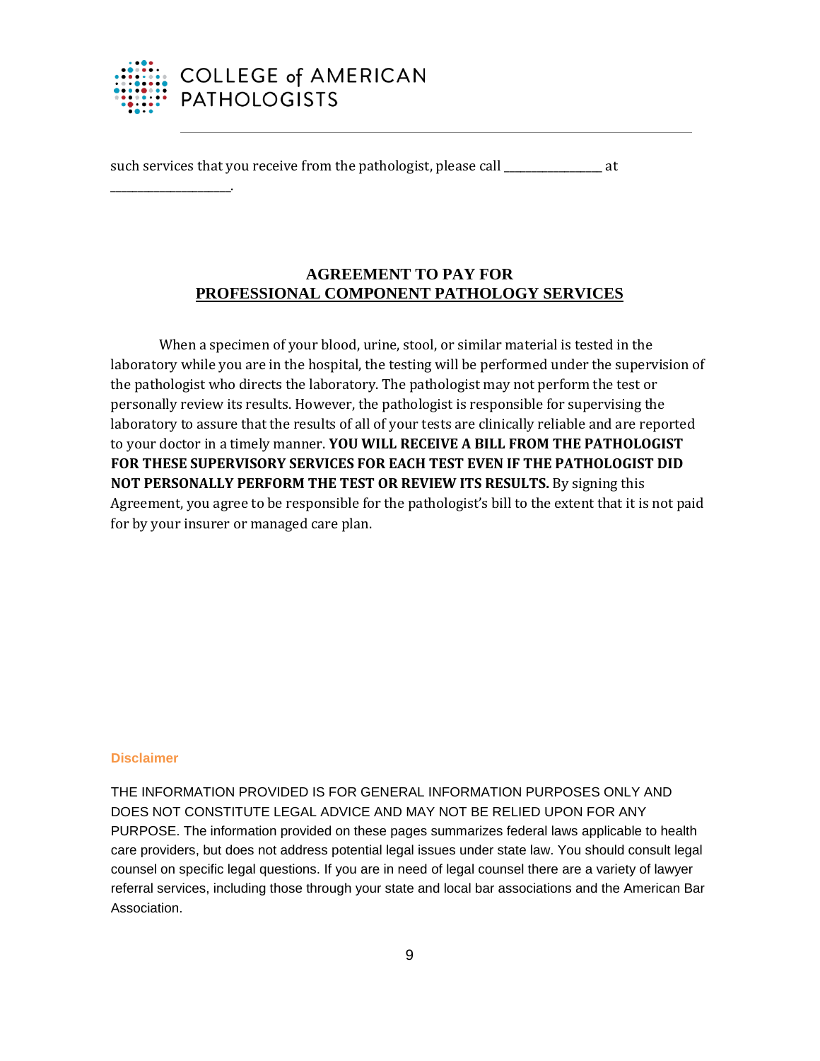such services that you receive from the pathologist, please call _________________ at _____________________.

## AGREEMENT TO PAY FOR PROFESSIONAL COMPONENT PATHOLOGY SERVICES

When a specimen of your blood, urine, stool, or similar material is tested in the laboratory while you are in the hospital, the testing will be performed under the supervision of the pathologist who directs the laboratory. The pathologist may not perform the test or personally review its results. However, the pathologist is responsible for supervising the laboratory to assure that the results of all of your tests are clinically reliable and are reported to your doctor in a timely manner. **YOU WILL RECEIVE A BILL FROM THE PATHOLOGIST FOR THESE SUPERVISORY SERVICES FOR EACH TEST EVEN IF THE PATHOLOGIST DID NOT PERSONALLY PERFORM THE TEST OR REVIEW ITS RESULTS.** By signing this Agreement, you agree to be responsible for the pathologist's bill to the extent that it is not paid for by your insurer or managed care plan.

### Disclaimer

THE INFORMATION PROVIDED IS FOR GENERAL INFORMATION PURPOSES ONLY AND DOES NOT CONSTITUTE LEGAL ADVICE AND MAY NOT BE RELIED UPON FOR ANY PURPOSE. The information provided on these pages summarizes federal laws applicable to health care providers, but does not address potential legal issues under state law. You should consult legal counsel on specific legal questions. If you are in need of legal counsel there are a variety of lawyer referral services, including those through your state and local bar associations and the American Bar Association.